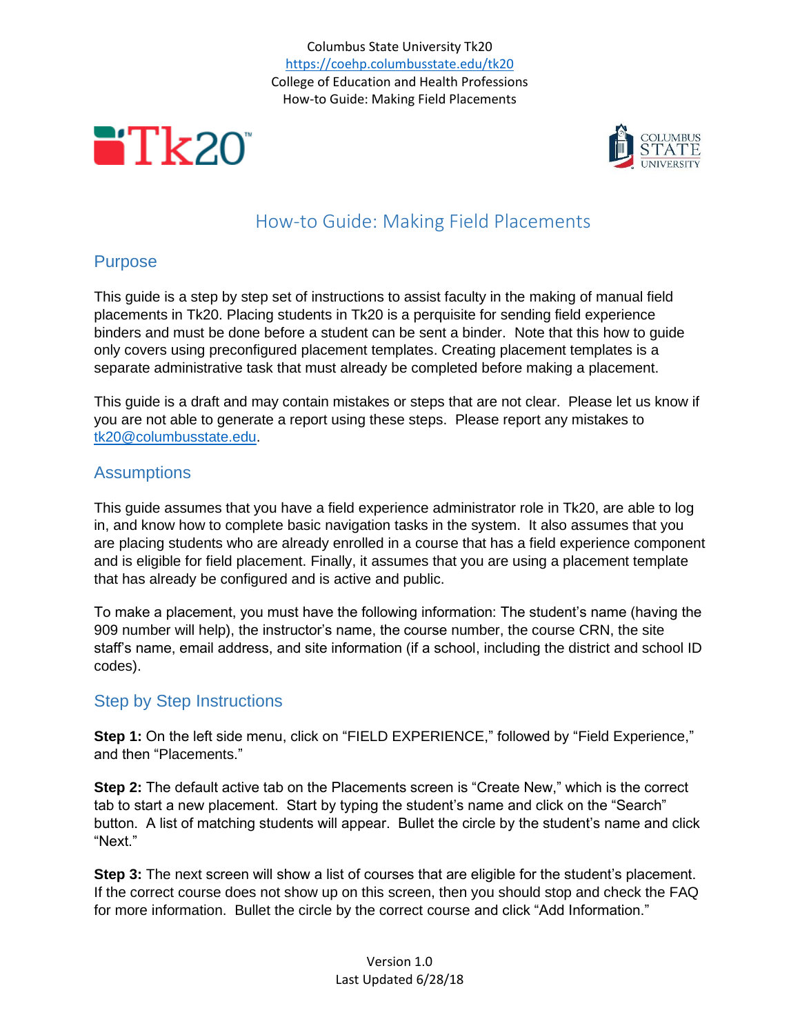Columbus State University Tk20
https://coehp.columbusstate.edu/tk20
College of Education and Health Professions
How-to Guide: Making Field Placements

# How-to Guide: Making Field Placements

## Purpose

This guide is a step by step set of instructions to assist faculty in the making of manual field placements in Tk20. Placing students in Tk20 is a perquisite for sending field experience binders and must be done before a student can be sent a binder. Note that this how to guide only covers using preconfigured placement templates. Creating placement templates is a separate administrative task that must already be completed before making a placement.

This guide is a draft and may contain mistakes or steps that are not clear. Please let us know if you are not able to generate a report using these steps. Please report any mistakes to tk20@columbusstate.edu.

## Assumptions

This guide assumes that you have a field experience administrator role in Tk20, are able to log in, and know how to complete basic navigation tasks in the system. It also assumes that you are placing students who are already enrolled in a course that has a field experience component and is eligible for field placement. Finally, it assumes that you are using a placement template that has already be configured and is active and public.

To make a placement, you must have the following information: The student's name (having the 909 number will help), the instructor's name, the course number, the course CRN, the site staff's name, email address, and site information (if a school, including the district and school ID codes).

## Step by Step Instructions

**Step 1:** On the left side menu, click on "FIELD EXPERIENCE," followed by "Field Experience," and then "Placements."

**Step 2:** The default active tab on the Placements screen is "Create New," which is the correct tab to start a new placement. Start by typing the student's name and click on the "Search" button. A list of matching students will appear. Bullet the circle by the student's name and click "Next."

**Step 3:** The next screen will show a list of courses that are eligible for the student's placement. If the correct course does not show up on this screen, then you should stop and check the FAQ for more information. Bullet the circle by the correct course and click "Add Information."

Version 1.0
Last Updated 6/28/18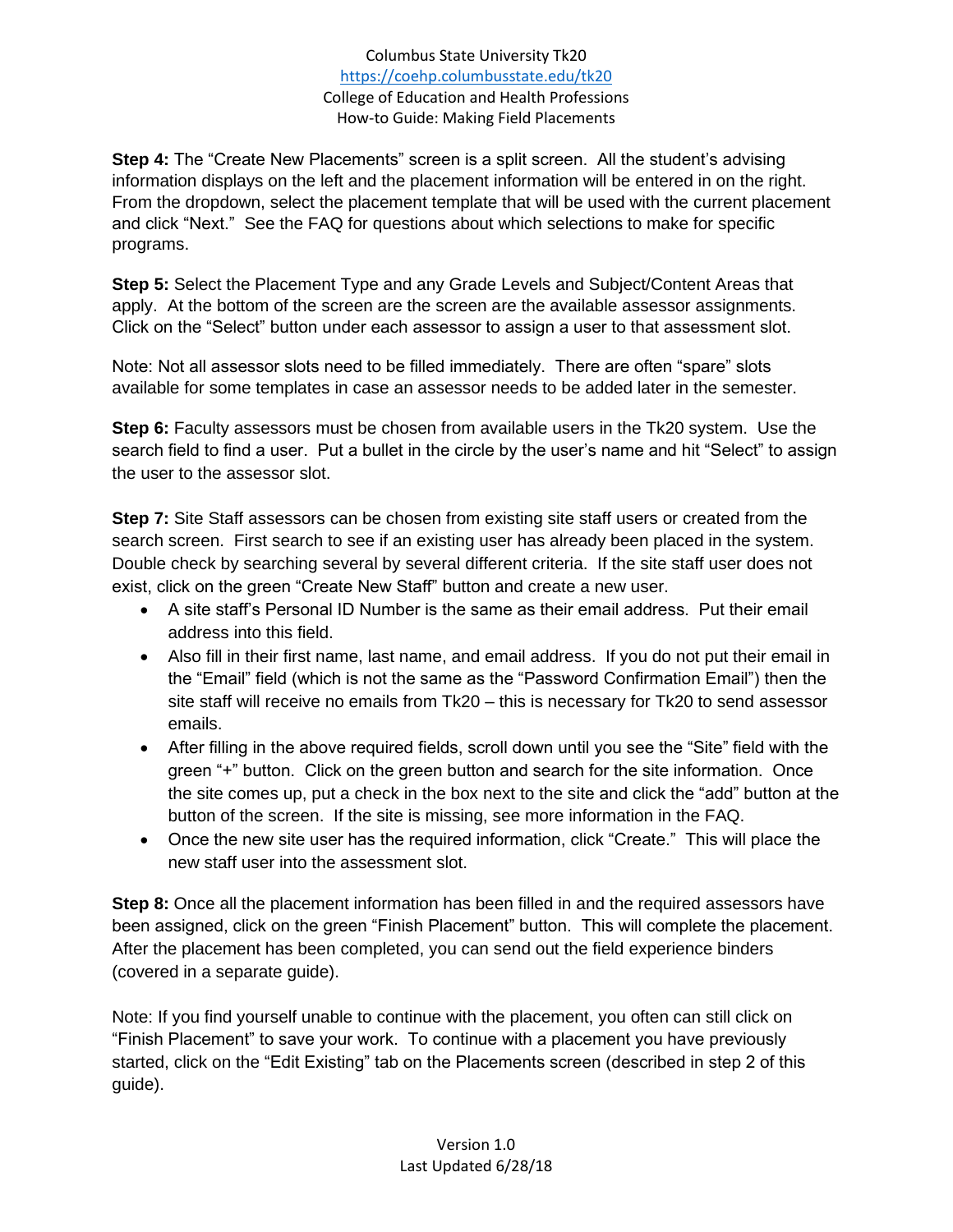**Step 4:** The "Create New Placements" screen is a split screen. All the student's advising information displays on the left and the placement information will be entered in on the right. From the dropdown, select the placement template that will be used with the current placement and click "Next." See the FAQ for questions about which selections to make for specific programs.

**Step 5:** Select the Placement Type and any Grade Levels and Subject/Content Areas that apply. At the bottom of the screen are the screen are the available assessor assignments. Click on the "Select" button under each assessor to assign a user to that assessment slot.

Note: Not all assessor slots need to be filled immediately. There are often "spare" slots available for some templates in case an assessor needs to be added later in the semester.

**Step 6:** Faculty assessors must be chosen from available users in the Tk20 system. Use the search field to find a user. Put a bullet in the circle by the user's name and hit "Select" to assign the user to the assessor slot.

**Step 7:** Site Staff assessors can be chosen from existing site staff users or created from the search screen. First search to see if an existing user has already been placed in the system. Double check by searching several by several different criteria. If the site staff user does not exist, click on the green "Create New Staff" button and create a new user.

- A site staff's Personal ID Number is the same as their email address. Put their email address into this field.
- Also fill in their first name, last name, and email address. If you do not put their email in the "Email" field (which is not the same as the "Password Confirmation Email") then the site staff will receive no emails from Tk20 – this is necessary for Tk20 to send assessor emails.
- After filling in the above required fields, scroll down until you see the "Site" field with the green "+" button. Click on the green button and search for the site information. Once the site comes up, put a check in the box next to the site and click the "add" button at the button of the screen. If the site is missing, see more information in the FAQ.
- Once the new site user has the required information, click "Create." This will place the new staff user into the assessment slot.

**Step 8:** Once all the placement information has been filled in and the required assessors have been assigned, click on the green "Finish Placement" button. This will complete the placement. After the placement has been completed, you can send out the field experience binders (covered in a separate guide).

Note: If you find yourself unable to continue with the placement, you often can still click on "Finish Placement" to save your work. To continue with a placement you have previously started, click on the "Edit Existing" tab on the Placements screen (described in step 2 of this guide).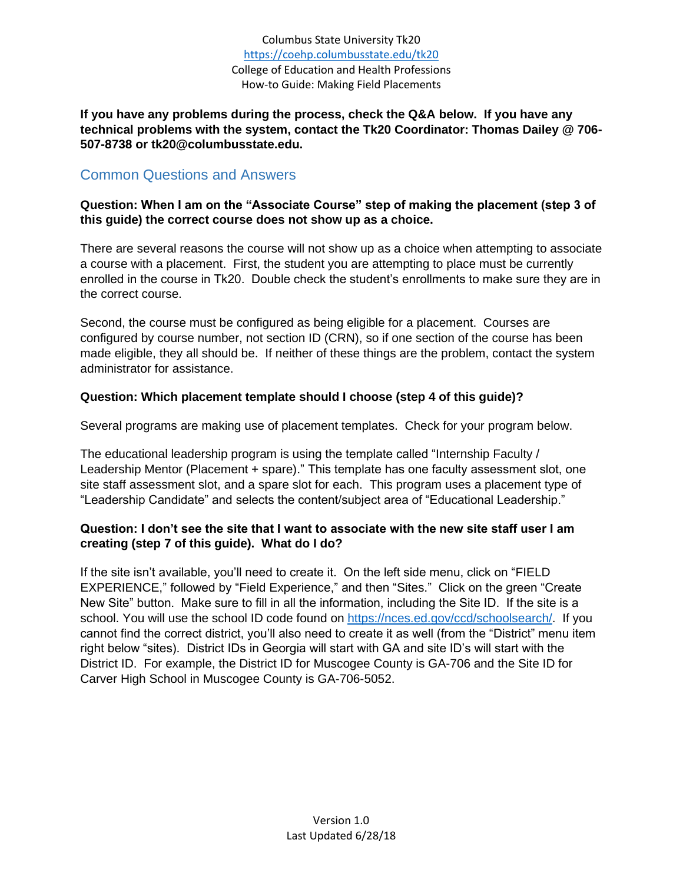**If you have any problems during the process, check the Q&A below. If you have any technical problems with the system, contact the Tk20 Coordinator: Thomas Dailey @ 706-507-8738 or tk20@columbusstate.edu.**

## Common Questions and Answers

**Question: When I am on the "Associate Course" step of making the placement (step 3 of this guide) the correct course does not show up as a choice.**

There are several reasons the course will not show up as a choice when attempting to associate a course with a placement. First, the student you are attempting to place must be currently enrolled in the course in Tk20. Double check the student's enrollments to make sure they are in the correct course.

Second, the course must be configured as being eligible for a placement. Courses are configured by course number, not section ID (CRN), so if one section of the course has been made eligible, they all should be. If neither of these things are the problem, contact the system administrator for assistance.

**Question: Which placement template should I choose (step 4 of this guide)?**

Several programs are making use of placement templates. Check for your program below.

The educational leadership program is using the template called "Internship Faculty / Leadership Mentor (Placement + spare)." This template has one faculty assessment slot, one site staff assessment slot, and a spare slot for each. This program uses a placement type of "Leadership Candidate" and selects the content/subject area of "Educational Leadership."

**Question: I don't see the site that I want to associate with the new site staff user I am creating (step 7 of this guide). What do I do?**

If the site isn't available, you'll need to create it. On the left side menu, click on "FIELD EXPERIENCE," followed by "Field Experience," and then "Sites." Click on the green "Create New Site" button. Make sure to fill in all the information, including the Site ID. If the site is a school. You will use the school ID code found on https://nces.ed.gov/ccd/schoolsearch/. If you cannot find the correct district, you'll also need to create it as well (from the "District" menu item right below "sites). District IDs in Georgia will start with GA and site ID's will start with the District ID. For example, the District ID for Muscogee County is GA-706 and the Site ID for Carver High School in Muscogee County is GA-706-5052.